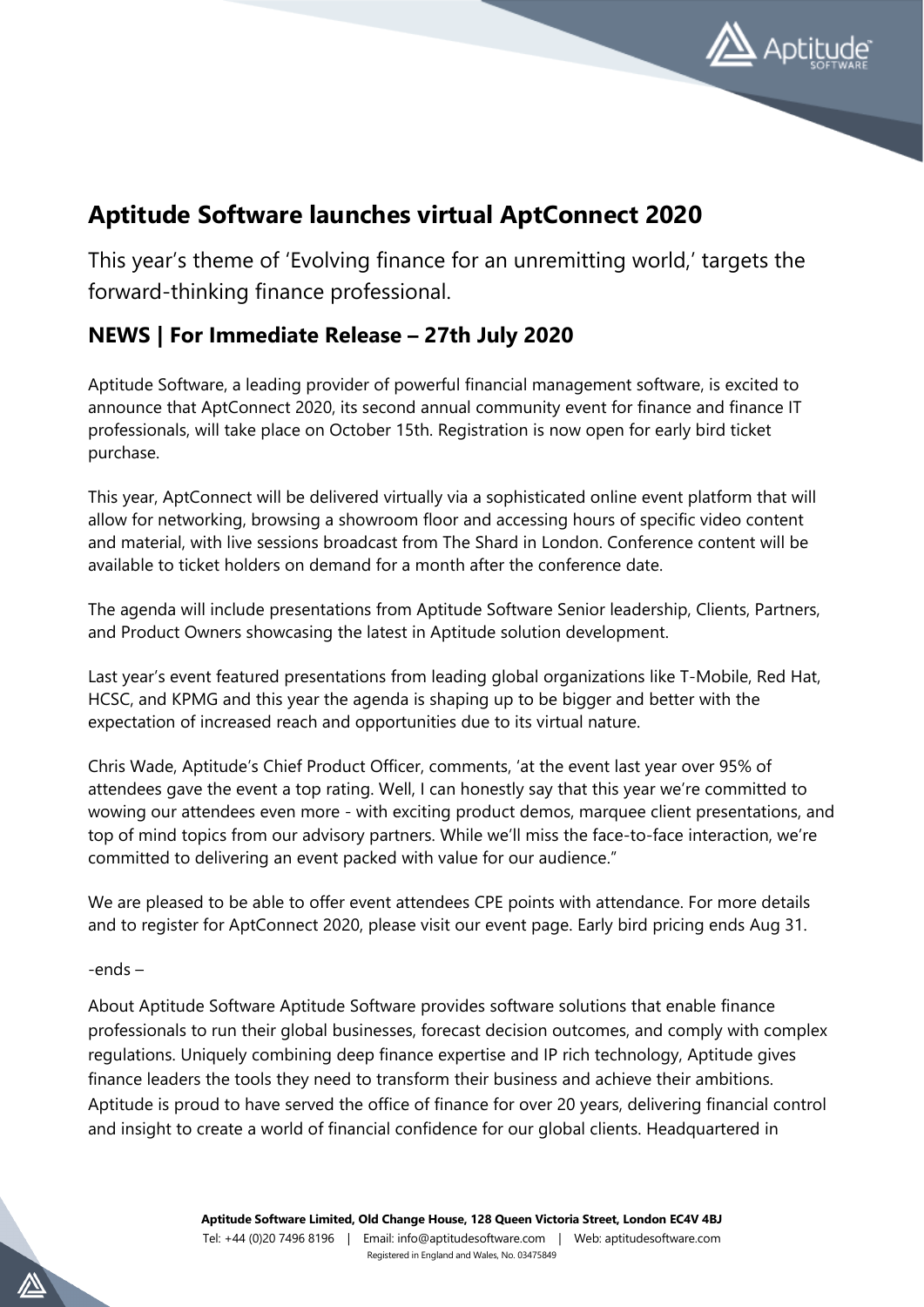# Aptitude Software launches virtual AptConnect 2020

This year's theme of 'Evolving finance for an unremitting world,' targets the forward-thinking finance professional.

## NEWS | For Immediate Release – 27th July 2020

Aptitude Software, a leading provider of powerful financial management software, is excited to announce that AptConnect 2020, its second annual community event for finance and finance IT professionals, will take place on October 15th. Registration is now open for early bird ticket purchase.

This year, AptConnect will be delivered virtually via a sophisticated online event platform that will allow for networking, browsing a showroom floor and accessing hours of specific video content and material, with live sessions broadcast from The Shard in London. Conference content will be available to ticket holders on demand for a month after the conference date.

The agenda will include presentations from Aptitude Software Senior leadership, Clients, Partners, and Product Owners showcasing the latest in Aptitude solution development.

Last year's event featured presentations from leading global organizations like T-Mobile, Red Hat, HCSC, and KPMG and this year the agenda is shaping up to be bigger and better with the expectation of increased reach and opportunities due to its virtual nature.

Chris Wade, Aptitude's Chief Product Officer, comments, 'at the event last year over 95% of attendees gave the event a top rating. Well, I can honestly say that this year we're committed to wowing our attendees even more - with exciting product demos, marquee client presentations, and top of mind topics from our advisory partners. While we'll miss the face-to-face interaction, we're committed to delivering an event packed with value for our audience."

We are pleased to be able to offer event attendees CPE points with attendance. For more details and to register for AptConnect 2020, please visit our event page. Early bird pricing ends Aug 31.

-ends –

About Aptitude Software Aptitude Software provides software solutions that enable finance professionals to run their global businesses, forecast decision outcomes, and comply with complex regulations. Uniquely combining deep finance expertise and IP rich technology, Aptitude gives finance leaders the tools they need to transform their business and achieve their ambitions. Aptitude is proud to have served the office of finance for over 20 years, delivering financial control and insight to create a world of financial confidence for our global clients. Headquartered in

**Aptitude Software Limited, Old Change House, 128 Queen Victoria Street, London EC4V 4BJ**
Tel: +44 (0)20 7496 8196 | Email: info@aptitudesoftware.com | Web: aptitudesoftware.com
Registered in England and Wales, No. 03475849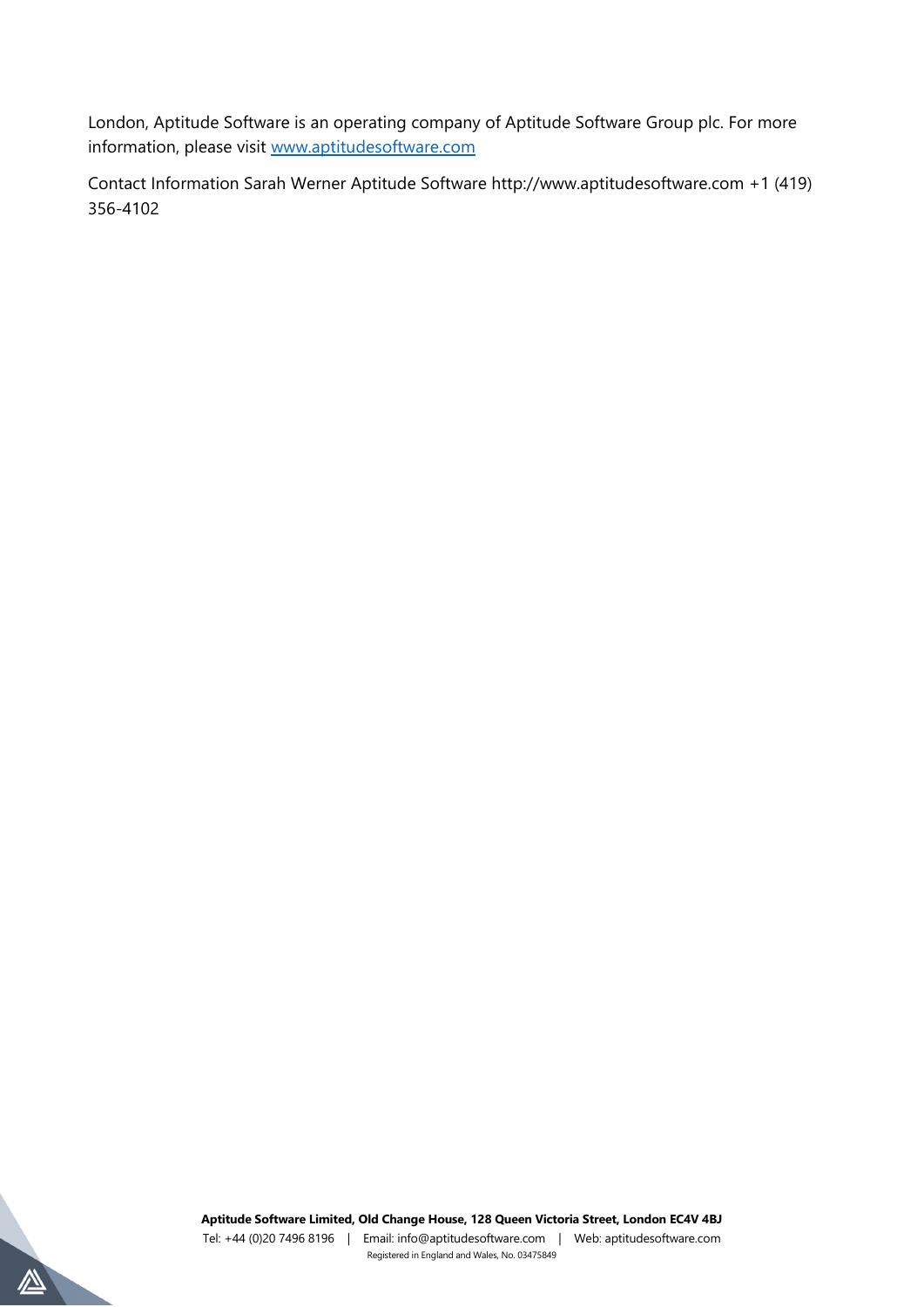London, Aptitude Software is an operating company of Aptitude Software Group plc. For more information, please visit [www.aptitudesoftware.com](http://www.aptitudesoftware.com)

Contact Information Sarah Werner Aptitude Software http://www.aptitudesoftware.com +1 (419) 356-4102